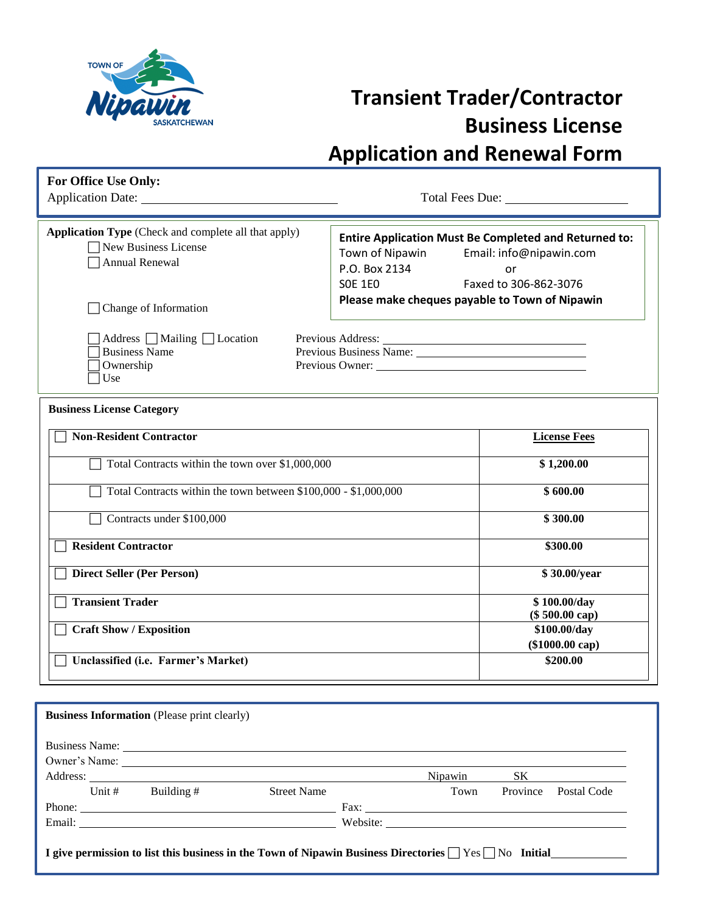TOWN OF Nipawin SASKATCHEWAN

# Transient Trader/Contractor Business License Application and Renewal Form

**For Office Use Only:**
Application Date: ______________________ Total Fees Due: ______________

**Application Type** (Check and complete all that apply)
- ☐ New Business License
- ☐ Annual Renewal
- ☐ Change of Information
  - ☐ Address ☐ Mailing ☐ Location
  - ☐ Business Name
  - ☐ Ownership
  - ☐ Use

Previous Address: ______________________
Previous Business Name: ______________________
Previous Owner: ______________________

**Entire Application Must Be Completed and Returned to:**
Town of Nipawin
P.O. Box 2134
S0E 1E0
Email: info@nipawin.com
or
Faxed to 306-862-3076
**Please make cheques payable to Town of Nipawin**

**Business License Category**

| ☐ **Non-Resident Contractor** | **License Fees** |
|---|---|
| ☐ Total Contracts within the town over $1,000,000 | **$ 1,200.00** |
| ☐ Total Contracts within the town between $100,000 - $1,000,000 | **$ 600.00** |
| ☐ Contracts under $100,000 | **$ 300.00** |
| ☐ **Resident Contractor** | **$300.00** |
| ☐ **Direct Seller (Per Person)** | **$ 30.00/year** |
| ☐ **Transient Trader** | **$ 100.00/day ($ 500.00 cap)** |
| ☐ **Craft Show / Exposition** | **$100.00/day ($1000.00 cap)** |
| ☐ **Unclassified (i.e. Farmer's Market)** | **$200.00** |

**Business Information** (Please print clearly)

Business Name: ______________________
Owner's Name: ______________________
Address: ______________________ Nipawin SK ______
Unit # Building # Street Name Town Province Postal Code
Phone: ______________________ Fax: ______________________
Email: ______________________ Website: ______________________

**I give permission to list this business in the Town of Nipawin Business Directories** ☐ Yes ☐ No **Initial** __________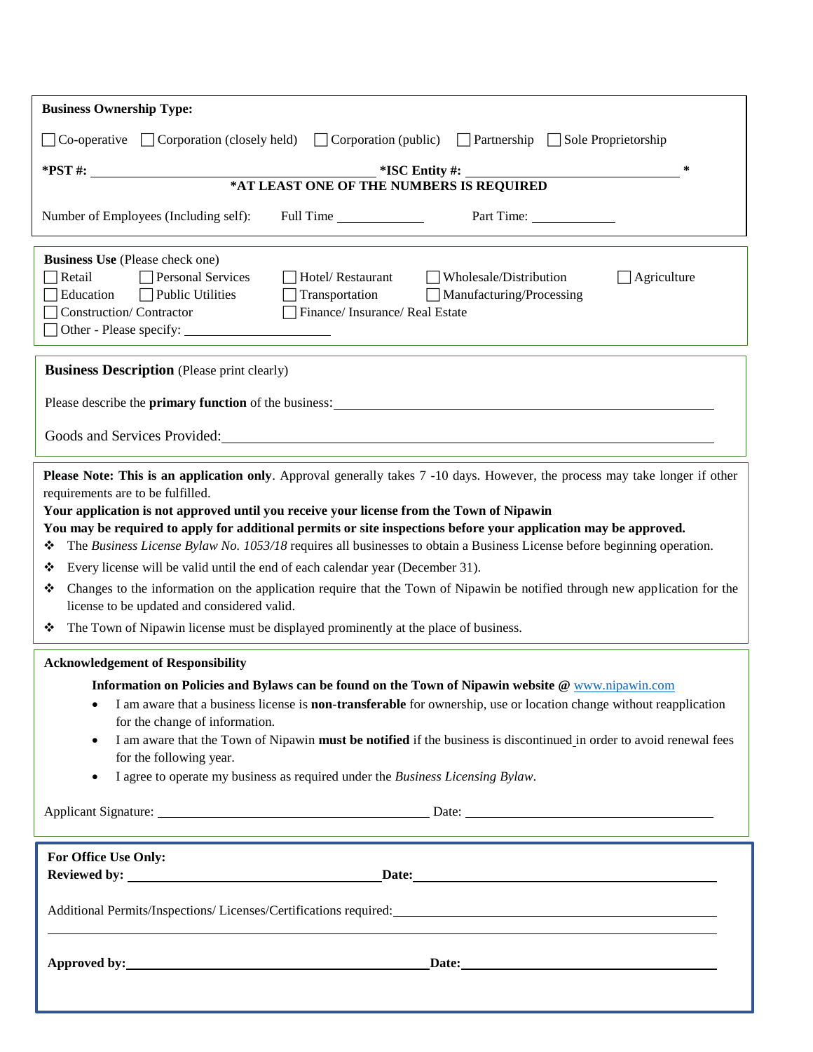**Business Ownership Type:**

☐ Co-operative ☐ Corporation (closely held) ☐ Corporation (public) ☐ Partnership ☐ Sole Proprietorship

***PST #:** ______________________ ***ISC Entity #:** ______________________ *

***AT LEAST ONE OF THE NUMBERS IS REQUIRED**

Number of Employees (Including self): Full Time __________ Part Time: __________

**Business Use** (Please check one)

☐ Retail ☐ Personal Services ☐ Hotel/ Restaurant ☐ Wholesale/Distribution ☐ Agriculture
☐ Education ☐ Public Utilities ☐ Transportation ☐ Manufacturing/Processing
☐ Construction/ Contractor ☐ Finance/ Insurance/ Real Estate
☐ Other - Please specify: ______________________

**Business Description** (Please print clearly)

Please describe the **primary function** of the business: ______________________

Goods and Services Provided: ______________________

**Please Note: This is an application only**. Approval generally takes 7 -10 days. However, the process may take longer if other requirements are to be fulfilled.

**Your application is not approved until you receive your license from the Town of Nipawin**

**You may be required to apply for additional permits or site inspections before your application may be approved.**

- The *Business License Bylaw No. 1053/18* requires all businesses to obtain a Business License before beginning operation.
- Every license will be valid until the end of each calendar year (December 31).
- Changes to the information on the application require that the Town of Nipawin be notified through new application for the license to be updated and considered valid.
- The Town of Nipawin license must be displayed prominently at the place of business.

**Acknowledgement of Responsibility**

**Information on Policies and Bylaws can be found on the Town of Nipawin website @** www.nipawin.com

- I am aware that a business license is **non-transferable** for ownership, use or location change without reapplication for the change of information.
- I am aware that the Town of Nipawin **must be notified** if the business is discontinued in order to avoid renewal fees for the following year.
- I agree to operate my business as required under the *Business Licensing Bylaw*.

Applicant Signature: ______________________ Date: ______________________

**For Office Use Only:**

**Reviewed by:** ______________________ **Date:** ______________________

Additional Permits/Inspections/ Licenses/Certifications required: ______________________

______________________

**Approved by:** ______________________ **Date:** ______________________